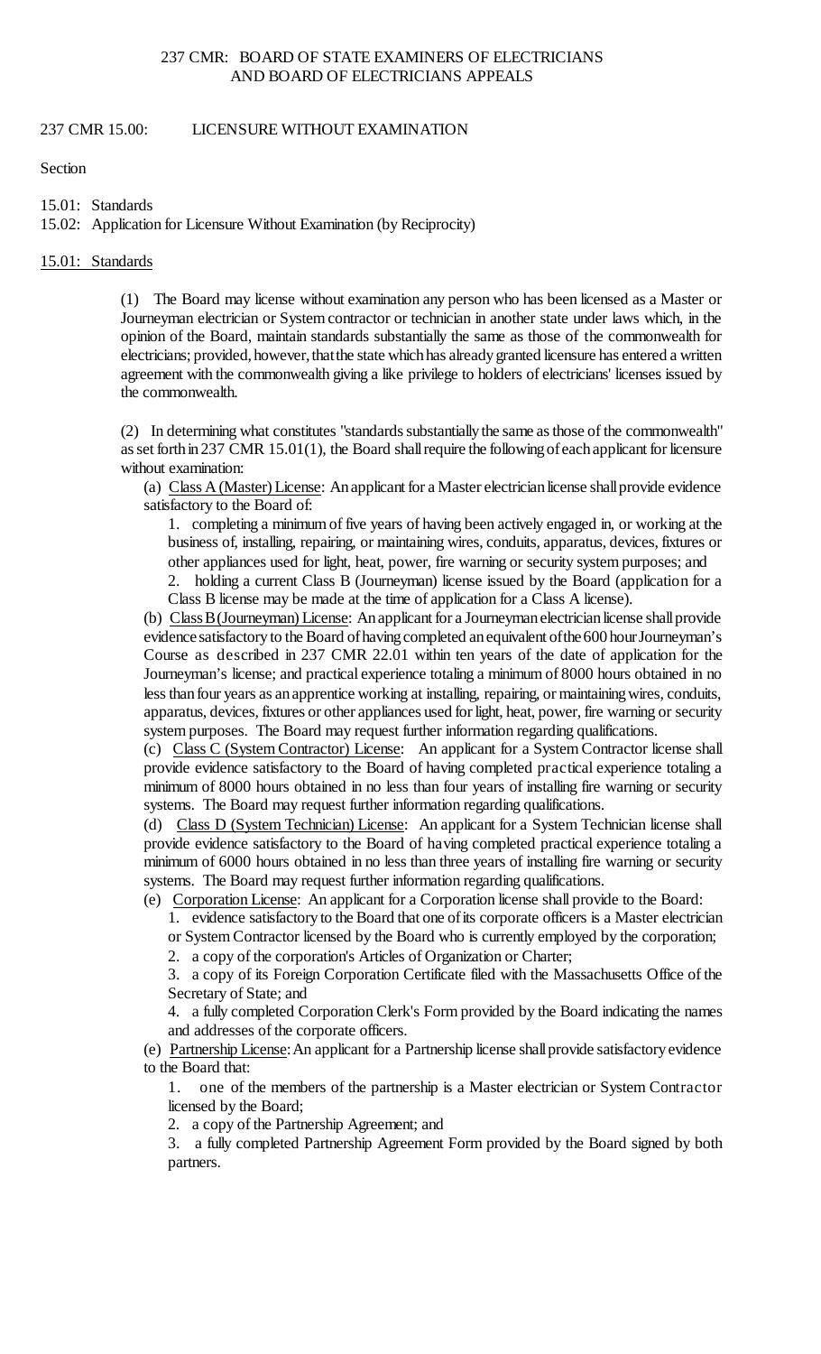# 237 CMR 15.00: LICENSURE WITHOUT EXAMINATION

Section

15.01: Standards
15.02: Application for Licensure Without Examination (by Reciprocity)

## 15.01: Standards

(1) The Board may license without examination any person who has been licensed as a Master or Journeyman electrician or System contractor or technician in another state under laws which, in the opinion of the Board, maintain standards substantially the same as those of the commonwealth for electricians; provided, however, that the state which has already granted licensure has entered a written agreement with the commonwealth giving a like privilege to holders of electricians' licenses issued by the commonwealth.

(2) In determining what constitutes "standards substantially the same as those of the commonwealth" as set forth in 237 CMR 15.01(1), the Board shall require the following of each applicant for licensure without examination:

(a) Class A (Master) License: An applicant for a Master electrician license shall provide evidence satisfactory to the Board of:

1. completing a minimum of five years of having been actively engaged in, or working at the business of, installing, repairing, or maintaining wires, conduits, apparatus, devices, fixtures or other appliances used for light, heat, power, fire warning or security system purposes; and

2. holding a current Class B (Journeyman) license issued by the Board (application for a Class B license may be made at the time of application for a Class A license).

(b) Class B (Journeyman) License: An applicant for a Journeyman electrician license shall provide evidence satisfactory to the Board of having completed an equivalent of the 600 hour Journeyman's Course as described in 237 CMR 22.01 within ten years of the date of application for the Journeyman's license; and practical experience totaling a minimum of 8000 hours obtained in no less than four years as an apprentice working at installing, repairing, or maintaining wires, conduits, apparatus, devices, fixtures or other appliances used for light, heat, power, fire warning or security system purposes. The Board may request further information regarding qualifications.

(c) Class C (System Contractor) License: An applicant for a System Contractor license shall provide evidence satisfactory to the Board of having completed practical experience totaling a minimum of 8000 hours obtained in no less than four years of installing fire warning or security systems. The Board may request further information regarding qualifications.

(d) Class D (System Technician) License: An applicant for a System Technician license shall provide evidence satisfactory to the Board of having completed practical experience totaling a minimum of 6000 hours obtained in no less than three years of installing fire warning or security systems. The Board may request further information regarding qualifications.

(e) Corporation License: An applicant for a Corporation license shall provide to the Board:

1. evidence satisfactory to the Board that one of its corporate officers is a Master electrician or System Contractor licensed by the Board who is currently employed by the corporation;

2. a copy of the corporation's Articles of Organization or Charter;

3. a copy of its Foreign Corporation Certificate filed with the Massachusetts Office of the Secretary of State; and

4. a fully completed Corporation Clerk's Form provided by the Board indicating the names and addresses of the corporate officers.

(e) Partnership License: An applicant for a Partnership license shall provide satisfactory evidence to the Board that:

1. one of the members of the partnership is a Master electrician or System Contractor licensed by the Board;

2. a copy of the Partnership Agreement; and

3. a fully completed Partnership Agreement Form provided by the Board signed by both partners.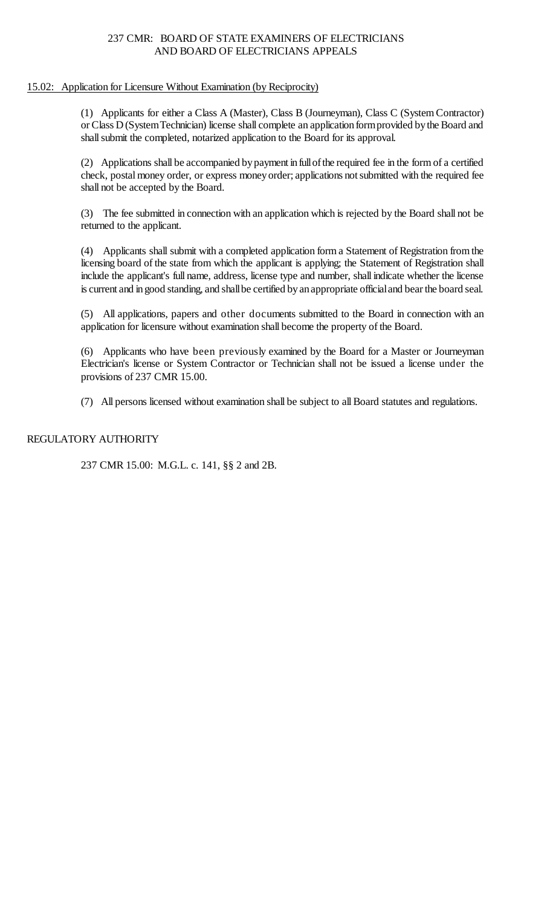## 15.02: Application for Licensure Without Examination (by Reciprocity)

(1) Applicants for either a Class A (Master), Class B (Journeyman), Class C (System Contractor) or Class D (System Technician) license shall complete an application form provided by the Board and shall submit the completed, notarized application to the Board for its approval.

(2) Applications shall be accompanied by payment in full of the required fee in the form of a certified check, postal money order, or express money order; applications not submitted with the required fee shall not be accepted by the Board.

(3) The fee submitted in connection with an application which is rejected by the Board shall not be returned to the applicant.

(4) Applicants shall submit with a completed application form a Statement of Registration from the licensing board of the state from which the applicant is applying; the Statement of Registration shall include the applicant's full name, address, license type and number, shall indicate whether the license is current and in good standing, and shall be certified by an appropriate official and bear the board seal.

(5) All applications, papers and other documents submitted to the Board in connection with an application for licensure without examination shall become the property of the Board.

(6) Applicants who have been previously examined by the Board for a Master or Journeyman Electrician's license or System Contractor or Technician shall not be issued a license under the provisions of 237 CMR 15.00.

(7) All persons licensed without examination shall be subject to all Board statutes and regulations.

## REGULATORY AUTHORITY

237 CMR 15.00: M.G.L. c. 141, §§ 2 and 2B.